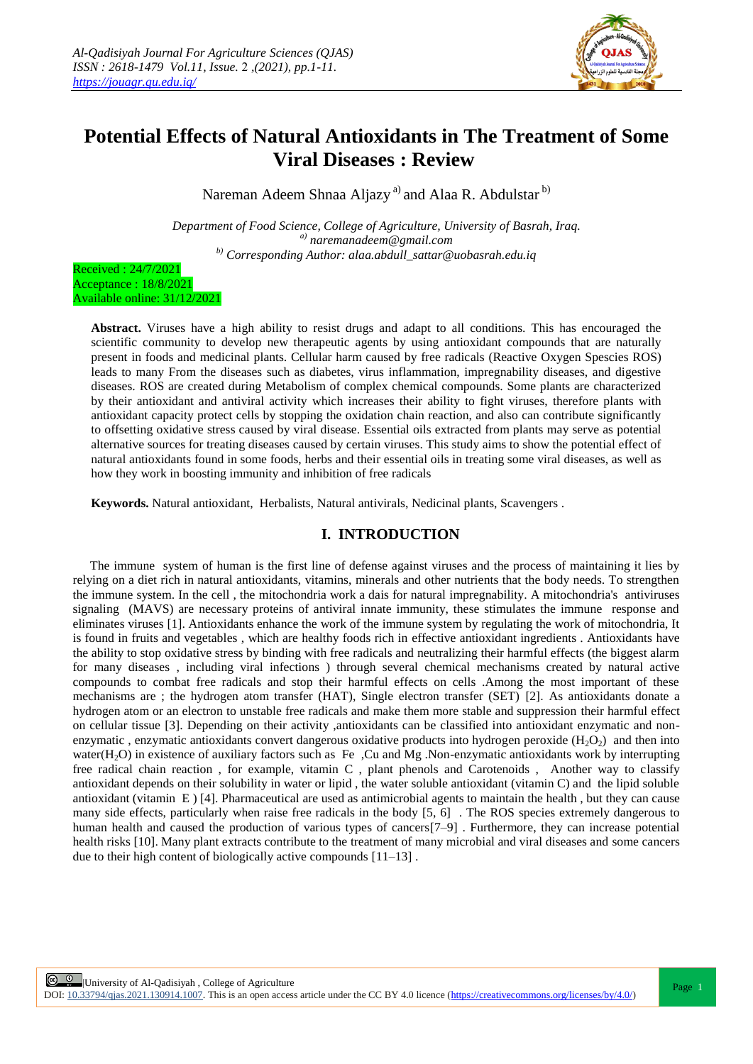# Potential Effects of Natural Antioxidants in The Treatment of Some Viral Diseases : Review

Nareman Adeem Shnaa Aljazy [a] and Alaa R. Abdulstar [b]

*Department of Food Science, College of Agriculture, University of Basrah, Iraq.*
*[a] naremanadeem@gmail.com*
*[b] Corresponding Author: alaa.abdull_sattar@uobasrah.edu.iq*

Received : 24/7/2021
Acceptance : 18/8/2021
Available online: 31/12/2021

**Abstract.** Viruses have a high ability to resist drugs and adapt to all conditions. This has encouraged the scientific community to develop new therapeutic agents by using antioxidant compounds that are naturally present in foods and medicinal plants. Cellular harm caused by free radicals (Reactive Oxygen Spescies ROS) leads to many From the diseases such as diabetes, virus inflammation, impregnability diseases, and digestive diseases. ROS are created during Metabolism of complex chemical compounds. Some plants are characterized by their antioxidant and antiviral activity which increases their ability to fight viruses, therefore plants with antioxidant capacity protect cells by stopping the oxidation chain reaction, and also can contribute significantly to offsetting oxidative stress caused by viral disease. Essential oils extracted from plants may serve as potential alternative sources for treating diseases caused by certain viruses. This study aims to show the potential effect of natural antioxidants found in some foods, herbs and their essential oils in treating some viral diseases, as well as how they work in boosting immunity and inhibition of free radicals

**Keywords.** Natural antioxidant, Herbalists, Natural antivirals, Nedicinal plants, Scavengers .

## I. INTRODUCTION

The immune system of human is the first line of defense against viruses and the process of maintaining it lies by relying on a diet rich in natural antioxidants, vitamins, minerals and other nutrients that the body needs. To strengthen the immune system. In the cell , the mitochondria work a dais for natural impregnability. A mitochondria's antiviruses signaling (MAVS) are necessary proteins of antiviral innate immunity, these stimulates the immune response and eliminates viruses [1]. Antioxidants enhance the work of the immune system by regulating the work of mitochondria, It is found in fruits and vegetables , which are healthy foods rich in effective antioxidant ingredients . Antioxidants have the ability to stop oxidative stress by binding with free radicals and neutralizing their harmful effects (the biggest alarm for many diseases , including viral infections ) through several chemical mechanisms created by natural active compounds to combat free radicals and stop their harmful effects on cells .Among the most important of these mechanisms are ; the hydrogen atom transfer (HAT), Single electron transfer (SET) [2]. As antioxidants donate a hydrogen atom or an electron to unstable free radicals and make them more stable and suppression their harmful effect on cellular tissue [3]. Depending on their activity ,antioxidants can be classified into antioxidant enzymatic and non-enzymatic , enzymatic antioxidants convert dangerous oxidative products into hydrogen peroxide ($H_2O_2$) and then into water($H_2O$) in existence of auxiliary factors such as Fe ,Cu and Mg .Non-enzymatic antioxidants work by interrupting free radical chain reaction , for example, vitamin C , plant phenols and Carotenoids , Another way to classify antioxidant depends on their solubility in water or lipid , the water soluble antioxidant (vitamin C) and the lipid soluble antioxidant (vitamin E ) [4]. Pharmaceutical are used as antimicrobial agents to maintain the health , but they can cause many side effects, particularly when raise free radicals in the body [5, 6] . The ROS species extremely dangerous to human health and caused the production of various types of cancers[7–9] . Furthermore, they can increase potential health risks [10]. Many plant extracts contribute to the treatment of many microbial and viral diseases and some cancers due to their high content of biologically active compounds [11–13] .

University of Al-Qadisiyah , College of Agriculture
DOI: 10.33794/qjas.2021.130914.1007. This is an open access article under the CC BY 4.0 licence (https://creativecommons.org/licenses/by/4.0/)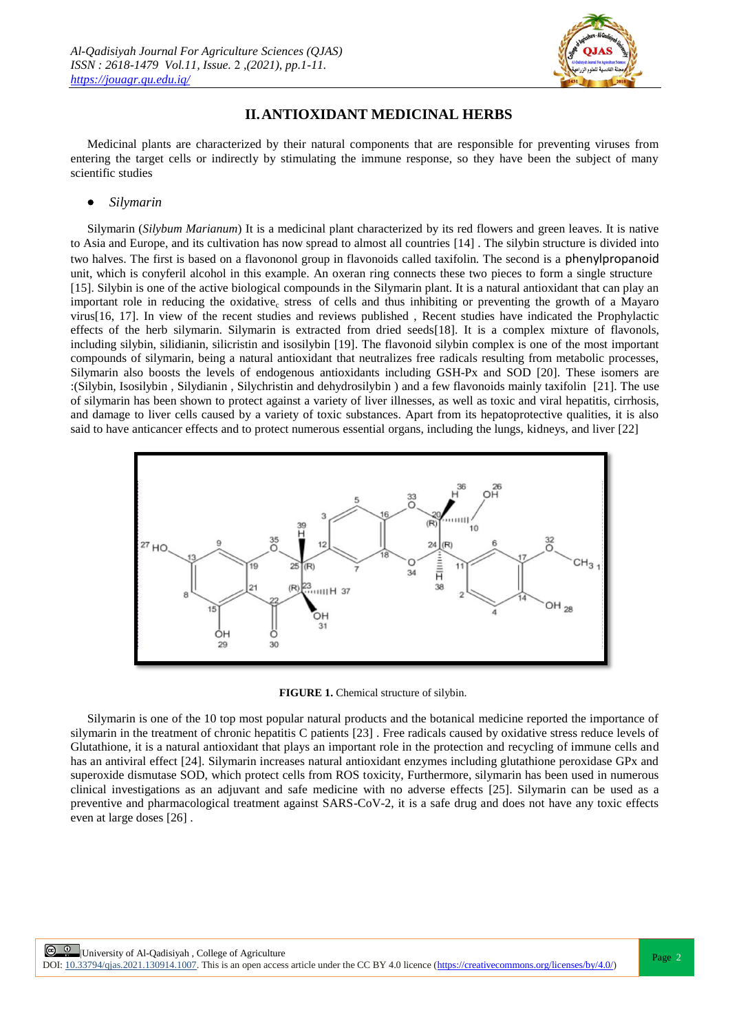## II. ANTIOXIDANT MEDICINAL HERBS

Medicinal plants are characterized by their natural components that are responsible for preventing viruses from entering the target cells or indirectly by stimulating the immune response, so they have been the subject of many scientific studies

- *Silymarin*

Silymarin (*Silybum Marianum*) It is a medicinal plant characterized by its red flowers and green leaves. It is native to Asia and Europe, and its cultivation has now spread to almost all countries [14] . The silybin structure is divided into two halves. The first is based on a flavononol group in flavonoids called taxifolin. The second is a phenylpropanoid unit, which is conyferil alcohol in this example. An oxeran ring connects these two pieces to form a single structure [15]. Silybin is one of the active biological compounds in the Silymarin plant. It is a natural antioxidant that can play an important role in reducing the oxidative stress of cells and thus inhibiting or preventing the growth of a Mayaro virus[16, 17]. In view of the recent studies and reviews published , Recent studies have indicated the Prophylactic effects of the herb silymarin. Silymarin is extracted from dried seeds[18]. It is a complex mixture of flavonols, including silybin, silidianin, silicristin and isosilybin [19]. The flavonoid silybin complex is one of the most important compounds of silymarin, being a natural antioxidant that neutralizes free radicals resulting from metabolic processes, Silymarin also boosts the levels of endogenous antioxidants including GSH-Px and SOD [20]. These isomers are :(Silybin, Isosilybin , Silydianin , Silychristin and dehydrosilybin ) and a few flavonoids mainly taxifolin [21]. The use of silymarin has been shown to protect against a variety of liver illnesses, as well as toxic and viral hepatitis, cirrhosis, and damage to liver cells caused by a variety of toxic substances. Apart from its hepatoprotective qualities, it is also said to have anticancer effects and to protect numerous essential organs, including the lungs, kidneys, and liver [22]

**FIGURE 1.** Chemical structure of silybin.

Silymarin is one of the 10 top most popular natural products and the botanical medicine reported the importance of silymarin in the treatment of chronic hepatitis C patients [23] . Free radicals caused by oxidative stress reduce levels of Glutathione, it is a natural antioxidant that plays an important role in the protection and recycling of immune cells and has an antiviral effect [24]. Silymarin increases natural antioxidant enzymes including glutathione peroxidase GPx and superoxide dismutase SOD, which protect cells from ROS toxicity, Furthermore, silymarin has been used in numerous clinical investigations as an adjuvant and safe medicine with no adverse effects [25]. Silymarin can be used as a preventive and pharmacological treatment against SARS-CoV-2, it is a safe drug and does not have any toxic effects even at large doses [26] .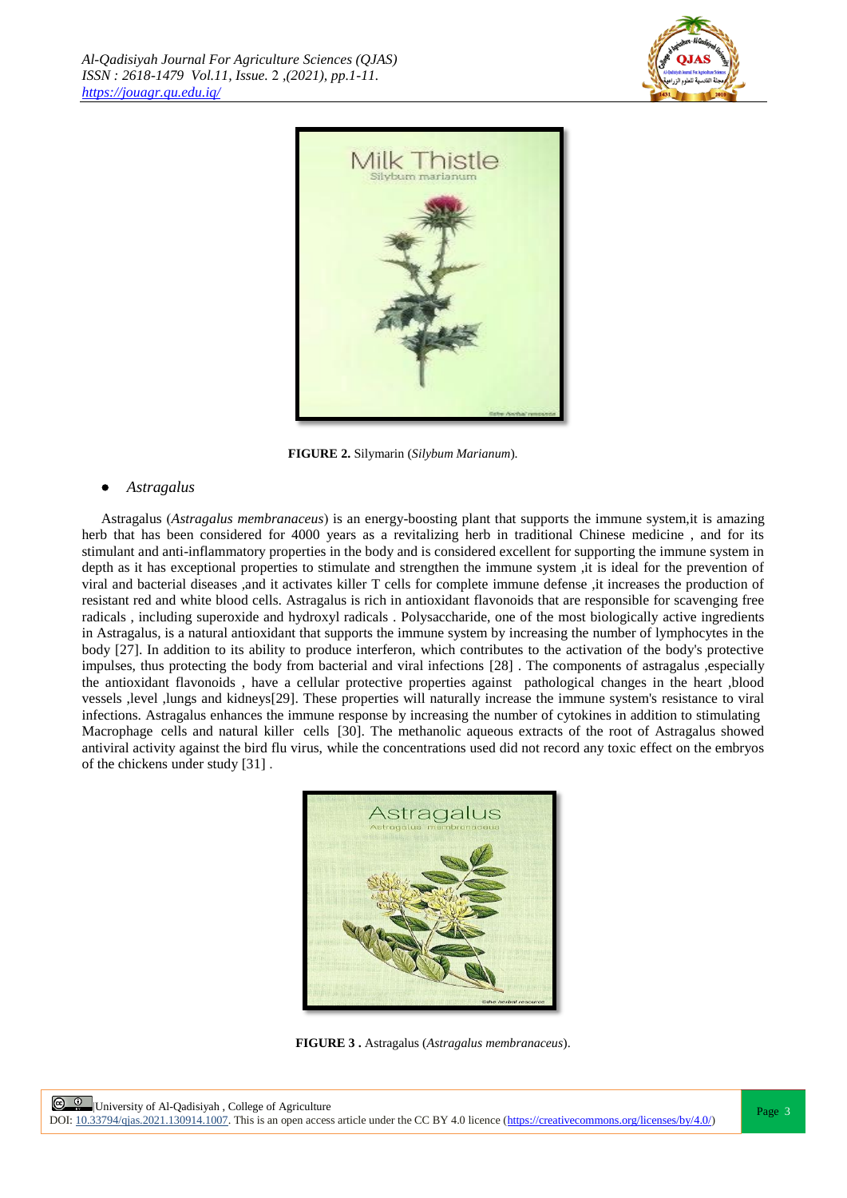**FIGURE 2.** Silymarin (*Silybum Marianum*).

- *Astragalus*

Astragalus (*Astragalus membranaceus*) is an energy-boosting plant that supports the immune system,it is amazing herb that has been considered for 4000 years as a revitalizing herb in traditional Chinese medicine , and for its stimulant and anti-inflammatory properties in the body and is considered excellent for supporting the immune system in depth as it has exceptional properties to stimulate and strengthen the immune system ,it is ideal for the prevention of viral and bacterial diseases ,and it activates killer T cells for complete immune defense ,it increases the production of resistant red and white blood cells. Astragalus is rich in antioxidant flavonoids that are responsible for scavenging free radicals , including superoxide and hydroxyl radicals . Polysaccharide, one of the most biologically active ingredients in Astragalus, is a natural antioxidant that supports the immune system by increasing the number of lymphocytes in the body [27]. In addition to its ability to produce interferon, which contributes to the activation of the body's protective impulses, thus protecting the body from bacterial and viral infections [28] . The components of astragalus ,especially the antioxidant flavonoids , have a cellular protective properties against pathological changes in the heart ,blood vessels ,level ,lungs and kidneys[29]. These properties will naturally increase the immune system's resistance to viral infections. Astragalus enhances the immune response by increasing the number of cytokines in addition to stimulating Macrophage cells and natural killer cells [30]. The methanolic aqueous extracts of the root of Astragalus showed antiviral activity against the bird flu virus, while the concentrations used did not record any toxic effect on the embryos of the chickens under study [31] .

**FIGURE 3 .** Astragalus (*Astragalus membranaceus*).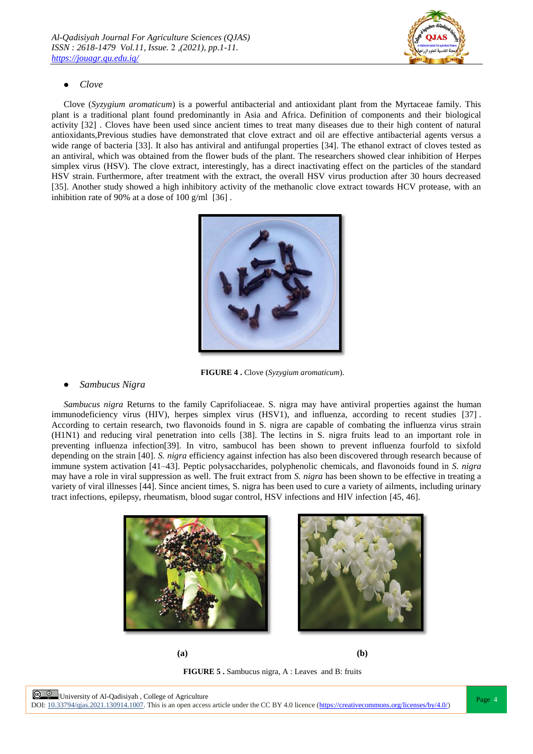- *Clove*

Clove (*Syzygium aromaticum*) is a powerful antibacterial and antioxidant plant from the Myrtaceae family. This plant is a traditional plant found predominantly in Asia and Africa. Definition of components and their biological activity [32] . Cloves have been used since ancient times to treat many diseases due to their high content of natural antioxidants,Previous studies have demonstrated that clove extract and oil are effective antibacterial agents versus a wide range of bacteria [33]. It also has antiviral and antifungal properties [34]. The ethanol extract of cloves tested as an antiviral, which was obtained from the flower buds of the plant. The researchers showed clear inhibition of Herpes simplex virus (HSV). The clove extract, interestingly, has a direct inactivating effect on the particles of the standard HSV strain. Furthermore, after treatment with the extract, the overall HSV virus production after 30 hours decreased [35]. Another study showed a high inhibitory activity of the methanolic clove extract towards HCV protease, with an inhibition rate of 90% at a dose of 100 g/ml [36] .

**FIGURE 4 .** Clove (*Syzygium aromaticum*).

- *Sambucus Nigra*

*Sambucus nigra* Returns to the family Caprifoliaceae. S. nigra may have antiviral properties against the human immunodeficiency virus (HIV), herpes simplex virus (HSV1), and influenza, according to recent studies [37] . According to certain research, two flavonoids found in S. nigra are capable of combating the influenza virus strain (H1N1) and reducing viral penetration into cells [38]. The lectins in S. nigra fruits lead to an important role in preventing influenza infection[39]. In vitro, sambucol has been shown to prevent influenza fourfold to sixfold depending on the strain [40]. *S. nigra* efficiency against infection has also been discovered through research because of immune system activation [41–43]. Peptic polysaccharides, polyphenolic chemicals, and flavonoids found in *S. nigra* may have a role in viral suppression as well. The fruit extract from *S. nigra* has been shown to be effective in treating a variety of viral illnesses [44]. Since ancient times, S. nigra has been used to cure a variety of ailments, including urinary tract infections, epilepsy, rheumatism, blood sugar control, HSV infections and HIV infection [45, 46].

**(a)** **(b)**

**FIGURE 5 .** Sambucus nigra, A : Leaves and B: fruits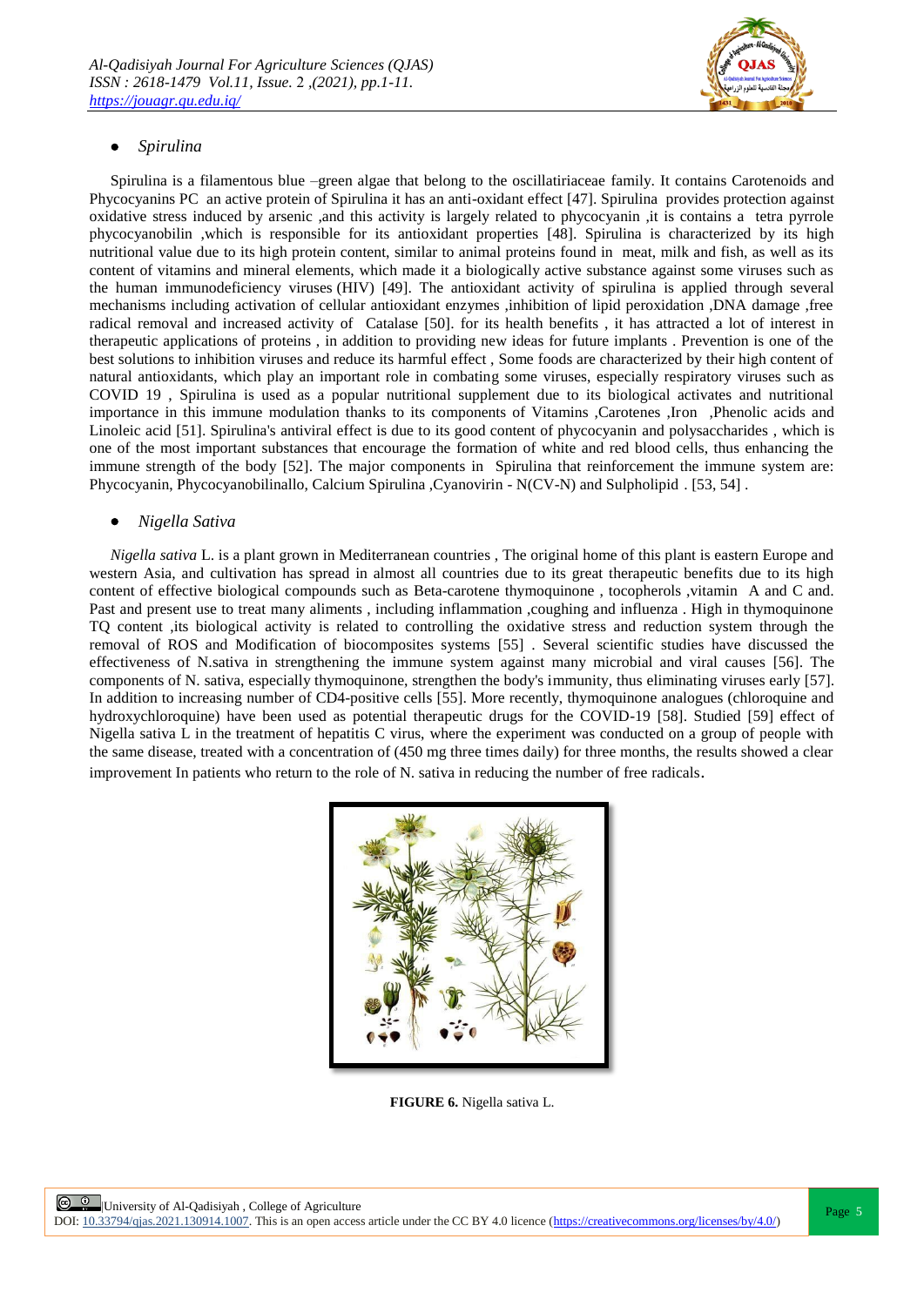- *Spirulina*

Spirulina is a filamentous blue –green algae that belong to the oscillatiriaceae family. It contains Carotenoids and Phycocyanins PC an active protein of Spirulina it has an anti-oxidant effect [47]. Spirulina provides protection against oxidative stress induced by arsenic ,and this activity is largely related to phycocyanin ,it is contains a tetra pyrrole phycocyanobilin ,which is responsible for its antioxidant properties [48]. Spirulina is characterized by its high nutritional value due to its high protein content, similar to animal proteins found in meat, milk and fish, as well as its content of vitamins and mineral elements, which made it a biologically active substance against some viruses such as the human immunodeficiency viruses (HIV) [49]. The antioxidant activity of spirulina is applied through several mechanisms including activation of cellular antioxidant enzymes ,inhibition of lipid peroxidation ,DNA damage ,free radical removal and increased activity of Catalase [50]. for its health benefits , it has attracted a lot of interest in therapeutic applications of proteins , in addition to providing new ideas for future implants . Prevention is one of the best solutions to inhibition viruses and reduce its harmful effect , Some foods are characterized by their high content of natural antioxidants, which play an important role in combating some viruses, especially respiratory viruses such as COVID 19 , Spirulina is used as a popular nutritional supplement due to its biological activates and nutritional importance in this immune modulation thanks to its components of Vitamins ,Carotenes ,Iron ,Phenolic acids and Linoleic acid [51]. Spirulina's antiviral effect is due to its good content of phycocyanin and polysaccharides , which is one of the most important substances that encourage the formation of white and red blood cells, thus enhancing the immune strength of the body [52]. The major components in Spirulina that reinforcement the immune system are: Phycocyanin, Phycocyanobilinallo, Calcium Spirulina ,Cyanovirin - N(CV-N) and Sulpholipid . [53, 54] .

- *Nigella Sativa*

*Nigella sativa* L. is a plant grown in Mediterranean countries , The original home of this plant is eastern Europe and western Asia, and cultivation has spread in almost all countries due to its great therapeutic benefits due to its high content of effective biological compounds such as Beta-carotene thymoquinone , tocopherols ,vitamin A and C and. Past and present use to treat many aliments , including inflammation ,coughing and influenza . High in thymoquinone TQ content ,its biological activity is related to controlling the oxidative stress and reduction system through the removal of ROS and Modification of biocomposites systems [55] . Several scientific studies have discussed the effectiveness of N.sativa in strengthening the immune system against many microbial and viral causes [56]. The components of N. sativa, especially thymoquinone, strengthen the body's immunity, thus eliminating viruses early [57]. In addition to increasing number of CD4-positive cells [55]. More recently, thymoquinone analogues (chloroquine and hydroxychloroquine) have been used as potential therapeutic drugs for the COVID-19 [58]. Studied [59] effect of Nigella sativa L in the treatment of hepatitis C virus, where the experiment was conducted on a group of people with the same disease, treated with a concentration of (450 mg three times daily) for three months, the results showed a clear improvement In patients who return to the role of N. sativa in reducing the number of free radicals.

**FIGURE 6.** Nigella sativa L.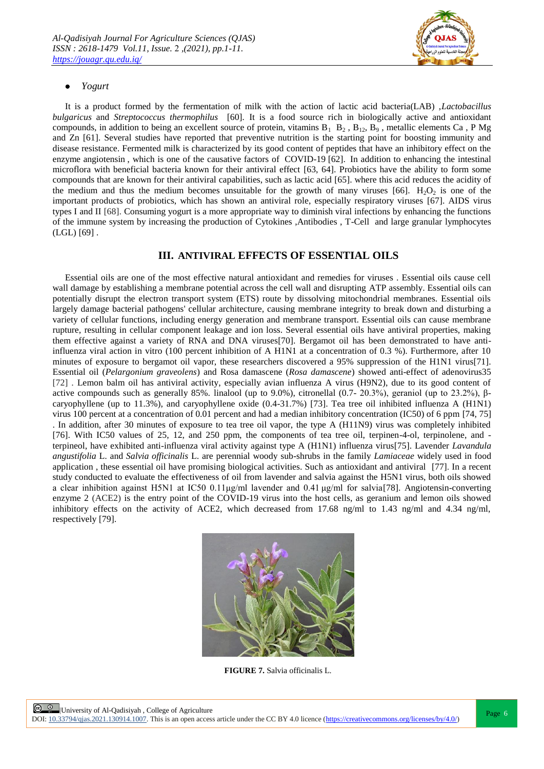- *Yogurt*

It is a product formed by the fermentation of milk with the action of lactic acid bacteria(LAB) ,*Lactobacillus bulgaricus* and *Streptococcus thermophilus* [60]. It is a food source rich in biologically active and antioxidant compounds, in addition to being an excellent source of protein, vitamins $B_1$ $B_2$ , $B_{12}$, $B_9$ , metallic elements Ca , P Mg and Zn [61]. Several studies have reported that preventive nutrition is the starting point for boosting immunity and disease resistance. Fermented milk is characterized by its good content of peptides that have an inhibitory effect on the enzyme angiotensin , which is one of the causative factors of COVID-19 [62]. In addition to enhancing the intestinal microflora with beneficial bacteria known for their antiviral effect [63, 64]. Probiotics have the ability to form some compounds that are known for their antiviral capabilities, such as lactic acid [65]. where this acid reduces the acidity of the medium and thus the medium becomes unsuitable for the growth of many viruses [66]. $H_2O_2$ is one of the important products of probiotics, which has shown an antiviral role, especially respiratory viruses [67]. AIDS virus types I and II [68]. Consuming yogurt is a more appropriate way to diminish viral infections by enhancing the functions of the immune system by increasing the production of Cytokines ,Antibodies , T-Cell and large granular lymphocytes (LGL) [69] .

## III. ANTIVIRAL EFFECTS OF ESSENTIAL OILS

Essential oils are one of the most effective natural antioxidant and remedies for viruses . Essential oils cause cell wall damage by establishing a membrane potential across the cell wall and disrupting ATP assembly. Essential oils can potentially disrupt the electron transport system (ETS) route by dissolving mitochondrial membranes. Essential oils largely damage bacterial pathogens' cellular architecture, causing membrane integrity to break down and disturbing a variety of cellular functions, including energy generation and membrane transport. Essential oils can cause membrane rupture, resulting in cellular component leakage and ion loss. Several essential oils have antiviral properties, making them effective against a variety of RNA and DNA viruses[70]. Bergamot oil has been demonstrated to have anti-influenza viral action in vitro (100 percent inhibition of A H1N1 at a concentration of 0.3 %). Furthermore, after 10 minutes of exposure to bergamot oil vapor, these researchers discovered a 95% suppression of the H1N1 virus[71]. Essential oil (*Pelargonium graveolens*) and Rosa damascene (*Rosa damascene*) showed anti-effect of adenovirus35 [72] . Lemon balm oil has antiviral activity, especially avian influenza A virus (H9N2), due to its good content of active compounds such as generally 85%. linalool (up to 9.0%), citronellal (0.7- 20.3%), geraniol (up to 23.2%), β-caryophyllene (up to 11.3%), and caryophyllene oxide (0.4-31.7%) [73]. Tea tree oil inhibited influenza A (H1N1) virus 100 percent at a concentration of 0.01 percent and had a median inhibitory concentration (IC50) of 6 ppm [74, 75] . In addition, after 30 minutes of exposure to tea tree oil vapor, the type A (H11N9) virus was completely inhibited [76]. With IC50 values of 25, 12, and 250 ppm, the components of tea tree oil, terpinen-4-ol, terpinolene, and -terpineol, have exhibited anti-influenza viral activity against type A (H1N1) influenza virus[75]. Lavender *Lavandula angustifolia* L. and *Salvia officinalis* L. are perennial woody sub-shrubs in the family *Lamiaceae* widely used in food application , these essential oil have promising biological activities. Such as antioxidant and antiviral [77]. In a recent study conducted to evaluate the effectiveness of oil from lavender and salvia against the H5N1 virus, both oils showed a clear inhibition against H5N1 at IC50 0.11μg/ml lavender and 0.41 μg/ml for salvia[78]. Angiotensin-converting enzyme 2 (ACE2) is the entry point of the COVID-19 virus into the host cells, as geranium and lemon oils showed inhibitory effects on the activity of ACE2, which decreased from 17.68 ng/ml to 1.43 ng/ml and 4.34 ng/ml, respectively [79].

**FIGURE 7.** Salvia officinalis L.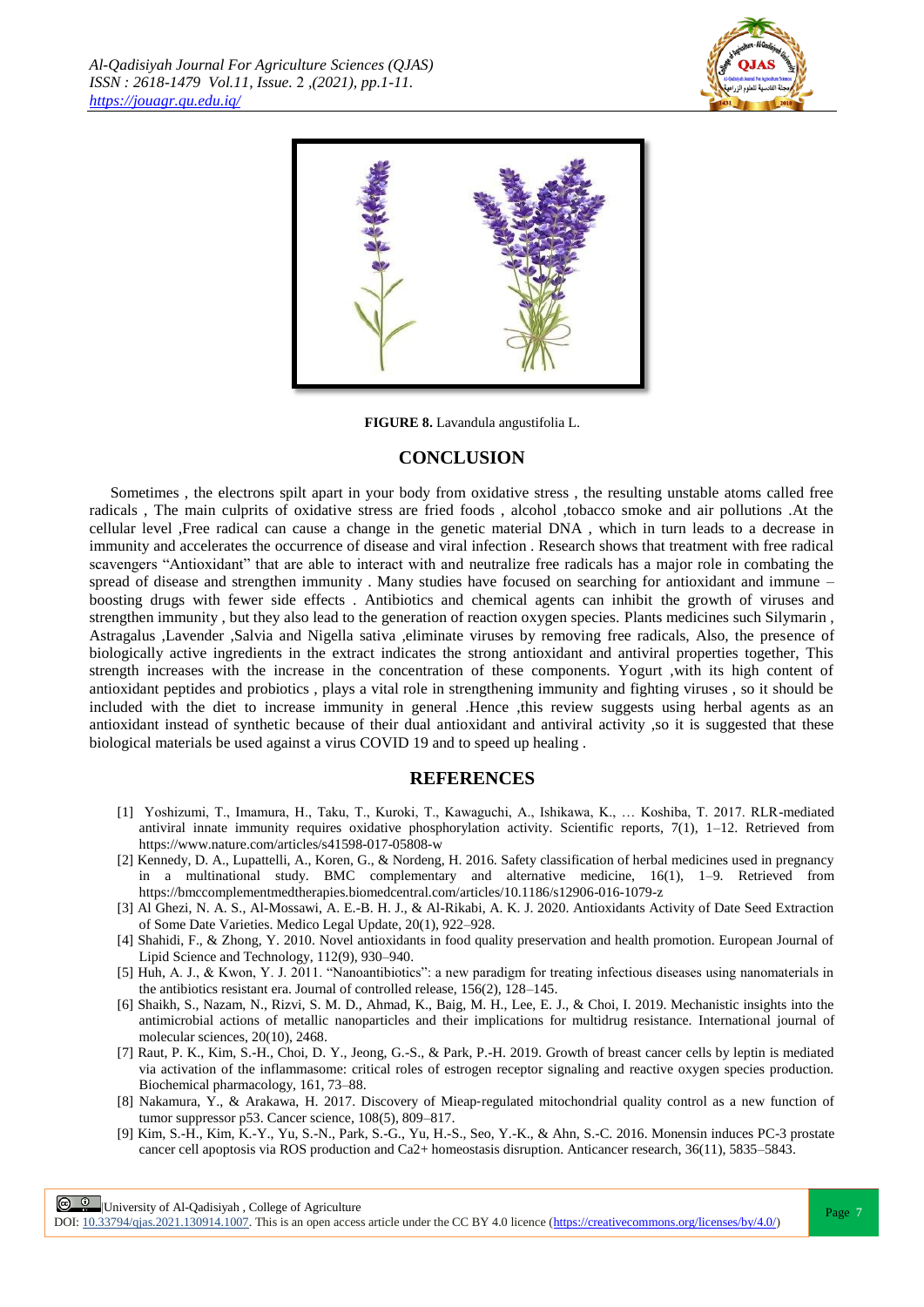**FIGURE 8.** Lavandula angustifolia L.

## CONCLUSION

Sometimes , the electrons spilt apart in your body from oxidative stress , the resulting unstable atoms called free radicals , The main culprits of oxidative stress are fried foods , alcohol ,tobacco smoke and air pollutions .At the cellular level ,Free radical can cause a change in the genetic material DNA , which in turn leads to a decrease in immunity and accelerates the occurrence of disease and viral infection . Research shows that treatment with free radical scavengers "Antioxidant" that are able to interact with and neutralize free radicals has a major role in combating the spread of disease and strengthen immunity . Many studies have focused on searching for antioxidant and immune – boosting drugs with fewer side effects . Antibiotics and chemical agents can inhibit the growth of viruses and strengthen immunity , but they also lead to the generation of reaction oxygen species. Plants medicines such Silymarin , Astragalus ,Lavender ,Salvia and Nigella sativa ,eliminate viruses by removing free radicals, Also, the presence of biologically active ingredients in the extract indicates the strong antioxidant and antiviral properties together, This strength increases with the increase in the concentration of these components. Yogurt ,with its high content of antioxidant peptides and probiotics , plays a vital role in strengthening immunity and fighting viruses , so it should be included with the diet to increase immunity in general .Hence ,this review suggests using herbal agents as an antioxidant instead of synthetic because of their dual antioxidant and antiviral activity ,so it is suggested that these biological materials be used against a virus COVID 19 and to speed up healing .

## REFERENCES

[1] Yoshizumi, T., Imamura, H., Taku, T., Kuroki, T., Kawaguchi, A., Ishikawa, K., … Koshiba, T. 2017. RLR-mediated antiviral innate immunity requires oxidative phosphorylation activity. Scientific reports, 7(1), 1–12. Retrieved from https://www.nature.com/articles/s41598-017-05808-w

[2] Kennedy, D. A., Lupattelli, A., Koren, G., & Nordeng, H. 2016. Safety classification of herbal medicines used in pregnancy in a multinational study. BMC complementary and alternative medicine, 16(1), 1–9. Retrieved from https://bmccomplementmedtherapies.biomedcentral.com/articles/10.1186/s12906-016-1079-z

[3] Al Ghezi, N. A. S., Al-Mossawi, A. E.-B. H. J., & Al-Rikabi, A. K. J. 2020. Antioxidants Activity of Date Seed Extraction of Some Date Varieties. Medico Legal Update, 20(1), 922–928.

[4] Shahidi, F., & Zhong, Y. 2010. Novel antioxidants in food quality preservation and health promotion. European Journal of Lipid Science and Technology, 112(9), 930–940.

[5] Huh, A. J., & Kwon, Y. J. 2011. "Nanoantibiotics": a new paradigm for treating infectious diseases using nanomaterials in the antibiotics resistant era. Journal of controlled release, 156(2), 128–145.

[6] Shaikh, S., Nazam, N., Rizvi, S. M. D., Ahmad, K., Baig, M. H., Lee, E. J., & Choi, I. 2019. Mechanistic insights into the antimicrobial actions of metallic nanoparticles and their implications for multidrug resistance. International journal of molecular sciences, 20(10), 2468.

[7] Raut, P. K., Kim, S.-H., Choi, D. Y., Jeong, G.-S., & Park, P.-H. 2019. Growth of breast cancer cells by leptin is mediated via activation of the inflammasome: critical roles of estrogen receptor signaling and reactive oxygen species production. Biochemical pharmacology, 161, 73–88.

[8] Nakamura, Y., & Arakawa, H. 2017. Discovery of Mieap-regulated mitochondrial quality control as a new function of tumor suppressor p53. Cancer science, 108(5), 809–817.

[9] Kim, S.-H., Kim, K.-Y., Yu, S.-N., Park, S.-G., Yu, H.-S., Seo, Y.-K., & Ahn, S.-C. 2016. Monensin induces PC-3 prostate cancer cell apoptosis via ROS production and Ca2+ homeostasis disruption. Anticancer research, 36(11), 5835–5843.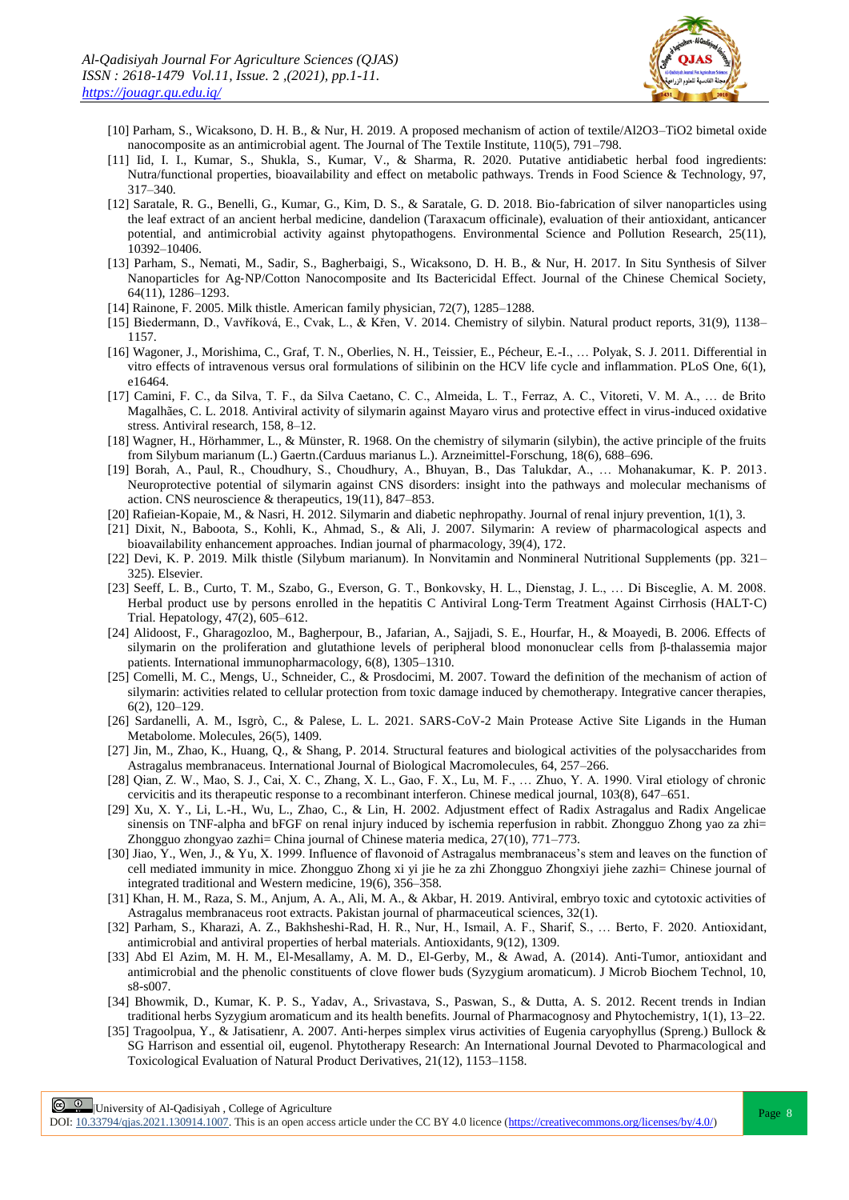[10] Parham, S., Wicaksono, D. H. B., & Nur, H. 2019. A proposed mechanism of action of textile/Al2O3–TiO2 bimetal oxide nanocomposite as an antimicrobial agent. The Journal of The Textile Institute, 110(5), 791–798.

[11] Iid, I. I., Kumar, S., Shukla, S., Kumar, V., & Sharma, R. 2020. Putative antidiabetic herbal food ingredients: Nutra/functional properties, bioavailability and effect on metabolic pathways. Trends in Food Science & Technology, 97, 317–340.

[12] Saratale, R. G., Benelli, G., Kumar, G., Kim, D. S., & Saratale, G. D. 2018. Bio-fabrication of silver nanoparticles using the leaf extract of an ancient herbal medicine, dandelion (Taraxacum officinale), evaluation of their antioxidant, anticancer potential, and antimicrobial activity against phytopathogens. Environmental Science and Pollution Research, 25(11), 10392–10406.

[13] Parham, S., Nemati, M., Sadir, S., Bagherbaigi, S., Wicaksono, D. H. B., & Nur, H. 2017. In Situ Synthesis of Silver Nanoparticles for Ag‐NP/Cotton Nanocomposite and Its Bactericidal Effect. Journal of the Chinese Chemical Society, 64(11), 1286–1293.

[14] Rainone, F. 2005. Milk thistle. American family physician, 72(7), 1285–1288.

[15] Biedermann, D., Vavříková, E., Cvak, L., & Křen, V. 2014. Chemistry of silybin. Natural product reports, 31(9), 1138–1157.

[16] Wagoner, J., Morishima, C., Graf, T. N., Oberlies, N. H., Teissier, E., Pécheur, E.-I., … Polyak, S. J. 2011. Differential in vitro effects of intravenous versus oral formulations of silibinin on the HCV life cycle and inflammation. PLoS One, 6(1), e16464.

[17] Camini, F. C., da Silva, T. F., da Silva Caetano, C. C., Almeida, L. T., Ferraz, A. C., Vitoreti, V. M. A., … de Brito Magalhães, C. L. 2018. Antiviral activity of silymarin against Mayaro virus and protective effect in virus-induced oxidative stress. Antiviral research, 158, 8–12.

[18] Wagner, H., Hörhammer, L., & Münster, R. 1968. On the chemistry of silymarin (silybin), the active principle of the fruits from Silybum marianum (L.) Gaertn.(Carduus marianus L.). Arzneimittel-Forschung, 18(6), 688–696.

[19] Borah, A., Paul, R., Choudhury, S., Choudhury, A., Bhuyan, B., Das Talukdar, A., … Mohanakumar, K. P. 2013. Neuroprotective potential of silymarin against CNS disorders: insight into the pathways and molecular mechanisms of action. CNS neuroscience & therapeutics, 19(11), 847–853.

[20] Rafieian-Kopaie, M., & Nasri, H. 2012. Silymarin and diabetic nephropathy. Journal of renal injury prevention, 1(1), 3.

[21] Dixit, N., Baboota, S., Kohli, K., Ahmad, S., & Ali, J. 2007. Silymarin: A review of pharmacological aspects and bioavailability enhancement approaches. Indian journal of pharmacology, 39(4), 172.

[22] Devi, K. P. 2019. Milk thistle (Silybum marianum). In Nonvitamin and Nonmineral Nutritional Supplements (pp. 321–325). Elsevier.

[23] Seeff, L. B., Curto, T. M., Szabo, G., Everson, G. T., Bonkovsky, H. L., Dienstag, J. L., … Di Bisceglie, A. M. 2008. Herbal product use by persons enrolled in the hepatitis C Antiviral Long‐Term Treatment Against Cirrhosis (HALT‐C) Trial. Hepatology, 47(2), 605–612.

[24] Alidoost, F., Gharagozloo, M., Bagherpour, B., Jafarian, A., Sajjadi, S. E., Hourfar, H., & Moayedi, B. 2006. Effects of silymarin on the proliferation and glutathione levels of peripheral blood mononuclear cells from β-thalassemia major patients. International immunopharmacology, 6(8), 1305–1310.

[25] Comelli, M. C., Mengs, U., Schneider, C., & Prosdocimi, M. 2007. Toward the definition of the mechanism of action of silymarin: activities related to cellular protection from toxic damage induced by chemotherapy. Integrative cancer therapies, 6(2), 120–129.

[26] Sardanelli, A. M., Isgrò, C., & Palese, L. L. 2021. SARS-CoV-2 Main Protease Active Site Ligands in the Human Metabolome. Molecules, 26(5), 1409.

[27] Jin, M., Zhao, K., Huang, Q., & Shang, P. 2014. Structural features and biological activities of the polysaccharides from Astragalus membranaceus. International Journal of Biological Macromolecules, 64, 257–266.

[28] Qian, Z. W., Mao, S. J., Cai, X. C., Zhang, X. L., Gao, F. X., Lu, M. F., … Zhuo, Y. A. 1990. Viral etiology of chronic cervicitis and its therapeutic response to a recombinant interferon. Chinese medical journal, 103(8), 647–651.

[29] Xu, X. Y., Li, L.-H., Wu, L., Zhao, C., & Lin, H. 2002. Adjustment effect of Radix Astragalus and Radix Angelicae sinensis on TNF-alpha and bFGF on renal injury induced by ischemia reperfusion in rabbit. Zhongguo Zhong yao za zhi= Zhongguo zhongyao zazhi= China journal of Chinese materia medica, 27(10), 771–773.

[30] Jiao, Y., Wen, J., & Yu, X. 1999. Influence of flavonoid of Astragalus membranaceus's stem and leaves on the function of cell mediated immunity in mice. Zhongguo Zhong xi yi jie he za zhi Zhongguo Zhongxiyi jiehe zazhi= Chinese journal of integrated traditional and Western medicine, 19(6), 356–358.

[31] Khan, H. M., Raza, S. M., Anjum, A. A., Ali, M. A., & Akbar, H. 2019. Antiviral, embryo toxic and cytotoxic activities of Astragalus membranaceus root extracts. Pakistan journal of pharmaceutical sciences, 32(1).

[32] Parham, S., Kharazi, A. Z., Bakhsheshi-Rad, H. R., Nur, H., Ismail, A. F., Sharif, S., … Berto, F. 2020. Antioxidant, antimicrobial and antiviral properties of herbal materials. Antioxidants, 9(12), 1309.

[33] Abd El Azim, M. H. M., El-Mesallamy, A. M. D., El-Gerby, M., & Awad, A. (2014). Anti-Tumor, antioxidant and antimicrobial and the phenolic constituents of clove flower buds (Syzygium aromaticum). J Microb Biochem Technol, 10, s8-s007.

[34] Bhowmik, D., Kumar, K. P. S., Yadav, A., Srivastava, S., Paswan, S., & Dutta, A. S. 2012. Recent trends in Indian traditional herbs Syzygium aromaticum and its health benefits. Journal of Pharmacognosy and Phytochemistry, 1(1), 13–22.

[35] Tragoolpua, Y., & Jatisatienr, A. 2007. Anti‐herpes simplex virus activities of Eugenia caryophyllus (Spreng.) Bullock & SG Harrison and essential oil, eugenol. Phytotherapy Research: An International Journal Devoted to Pharmacological and Toxicological Evaluation of Natural Product Derivatives, 21(12), 1153–1158.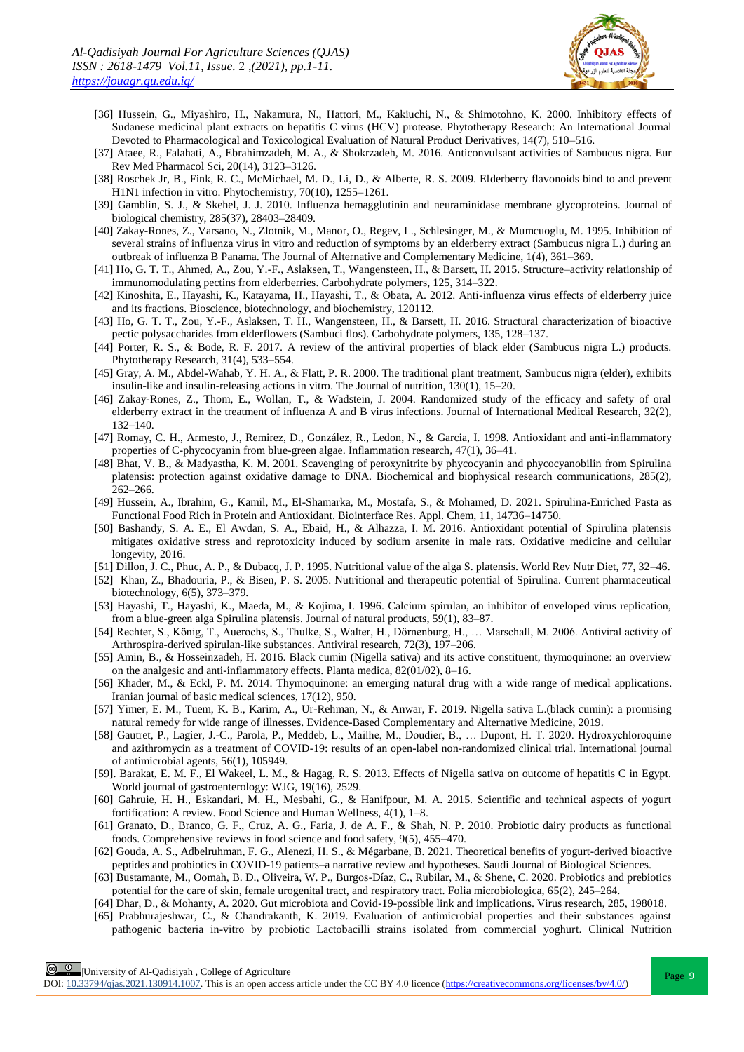[36] Hussein, G., Miyashiro, H., Nakamura, N., Hattori, M., Kakiuchi, N., & Shimotohno, K. 2000. Inhibitory effects of Sudanese medicinal plant extracts on hepatitis C virus (HCV) protease. Phytotherapy Research: An International Journal Devoted to Pharmacological and Toxicological Evaluation of Natural Product Derivatives, 14(7), 510–516.

[37] Ataee, R., Falahati, A., Ebrahimzadeh, M. A., & Shokrzadeh, M. 2016. Anticonvulsant activities of Sambucus nigra. Eur Rev Med Pharmacol Sci, 20(14), 3123–3126.

[38] Roschek Jr, B., Fink, R. C., McMichael, M. D., Li, D., & Alberte, R. S. 2009. Elderberry flavonoids bind to and prevent H1N1 infection in vitro. Phytochemistry, 70(10), 1255–1261.

[39] Gamblin, S. J., & Skehel, J. J. 2010. Influenza hemagglutinin and neuraminidase membrane glycoproteins. Journal of biological chemistry, 285(37), 28403–28409.

[40] Zakay-Rones, Z., Varsano, N., Zlotnik, M., Manor, O., Regev, L., Schlesinger, M., & Mumcuoglu, M. 1995. Inhibition of several strains of influenza virus in vitro and reduction of symptoms by an elderberry extract (Sambucus nigra L.) during an outbreak of influenza B Panama. The Journal of Alternative and Complementary Medicine, 1(4), 361–369.

[41] Ho, G. T. T., Ahmed, A., Zou, Y.-F., Aslaksen, T., Wangensteen, H., & Barsett, H. 2015. Structure–activity relationship of immunomodulating pectins from elderberries. Carbohydrate polymers, 125, 314–322.

[42] Kinoshita, E., Hayashi, K., Katayama, H., Hayashi, T., & Obata, A. 2012. Anti-influenza virus effects of elderberry juice and its fractions. Bioscience, biotechnology, and biochemistry, 120112.

[43] Ho, G. T. T., Zou, Y.-F., Aslaksen, T. H., Wangensteen, H., & Barsett, H. 2016. Structural characterization of bioactive pectic polysaccharides from elderflowers (Sambuci flos). Carbohydrate polymers, 135, 128–137.

[44] Porter, R. S., & Bode, R. F. 2017. A review of the antiviral properties of black elder (Sambucus nigra L.) products. Phytotherapy Research, 31(4), 533–554.

[45] Gray, A. M., Abdel-Wahab, Y. H. A., & Flatt, P. R. 2000. The traditional plant treatment, Sambucus nigra (elder), exhibits insulin-like and insulin-releasing actions in vitro. The Journal of nutrition, 130(1), 15–20.

[46] Zakay-Rones, Z., Thom, E., Wollan, T., & Wadstein, J. 2004. Randomized study of the efficacy and safety of oral elderberry extract in the treatment of influenza A and B virus infections. Journal of International Medical Research, 32(2), 132–140.

[47] Romay, C. H., Armesto, J., Remirez, D., González, R., Ledon, N., & Garcia, I. 1998. Antioxidant and anti-inflammatory properties of C-phycocyanin from blue-green algae. Inflammation research, 47(1), 36–41.

[48] Bhat, V. B., & Madyastha, K. M. 2001. Scavenging of peroxynitrite by phycocyanin and phycocyanobilin from Spirulina platensis: protection against oxidative damage to DNA. Biochemical and biophysical research communications, 285(2), 262–266.

[49] Hussein, A., Ibrahim, G., Kamil, M., El-Shamarka, M., Mostafa, S., & Mohamed, D. 2021. Spirulina-Enriched Pasta as Functional Food Rich in Protein and Antioxidant. Biointerface Res. Appl. Chem, 11, 14736–14750.

[50] Bashandy, S. A. E., El Awdan, S. A., Ebaid, H., & Alhazza, I. M. 2016. Antioxidant potential of Spirulina platensis mitigates oxidative stress and reprotoxicity induced by sodium arsenite in male rats. Oxidative medicine and cellular longevity, 2016.

[51] Dillon, J. C., Phuc, A. P., & Dubacq, J. P. 1995. Nutritional value of the alga S. platensis. World Rev Nutr Diet, 77, 32–46.

[52] Khan, Z., Bhadouria, P., & Bisen, P. S. 2005. Nutritional and therapeutic potential of Spirulina. Current pharmaceutical biotechnology, 6(5), 373–379.

[53] Hayashi, T., Hayashi, K., Maeda, M., & Kojima, I. 1996. Calcium spirulan, an inhibitor of enveloped virus replication, from a blue-green alga Spirulina platensis. Journal of natural products, 59(1), 83–87.

[54] Rechter, S., König, T., Auerochs, S., Thulke, S., Walter, H., Dörnenburg, H., … Marschall, M. 2006. Antiviral activity of Arthrospira-derived spirulan-like substances. Antiviral research, 72(3), 197–206.

[55] Amin, B., & Hosseinzadeh, H. 2016. Black cumin (Nigella sativa) and its active constituent, thymoquinone: an overview on the analgesic and anti-inflammatory effects. Planta medica, 82(01/02), 8–16.

[56] Khader, M., & Eckl, P. M. 2014. Thymoquinone: an emerging natural drug with a wide range of medical applications. Iranian journal of basic medical sciences, 17(12), 950.

[57] Yimer, E. M., Tuem, K. B., Karim, A., Ur-Rehman, N., & Anwar, F. 2019. Nigella sativa L.(black cumin): a promising natural remedy for wide range of illnesses. Evidence-Based Complementary and Alternative Medicine, 2019.

[58] Gautret, P., Lagier, J.-C., Parola, P., Meddeb, L., Mailhe, M., Doudier, B., … Dupont, H. T. 2020. Hydroxychloroquine and azithromycin as a treatment of COVID-19: results of an open-label non-randomized clinical trial. International journal of antimicrobial agents, 56(1), 105949.

[59]. Barakat, E. M. F., El Wakeel, L. M., & Hagag, R. S. 2013. Effects of Nigella sativa on outcome of hepatitis C in Egypt. World journal of gastroenterology: WJG, 19(16), 2529.

[60] Gahruie, H. H., Eskandari, M. H., Mesbahi, G., & Hanifpour, M. A. 2015. Scientific and technical aspects of yogurt fortification: A review. Food Science and Human Wellness, 4(1), 1–8.

[61] Granato, D., Branco, G. F., Cruz, A. G., Faria, J. de A. F., & Shah, N. P. 2010. Probiotic dairy products as functional foods. Comprehensive reviews in food science and food safety, 9(5), 455–470.

[62] Gouda, A. S., Adbelruhman, F. G., Alenezi, H. S., & Mégarbane, B. 2021. Theoretical benefits of yogurt-derived bioactive peptides and probiotics in COVID-19 patients–a narrative review and hypotheses. Saudi Journal of Biological Sciences.

[63] Bustamante, M., Oomah, B. D., Oliveira, W. P., Burgos-Díaz, C., Rubilar, M., & Shene, C. 2020. Probiotics and prebiotics potential for the care of skin, female urogenital tract, and respiratory tract. Folia microbiologica, 65(2), 245–264.

[64] Dhar, D., & Mohanty, A. 2020. Gut microbiota and Covid-19-possible link and implications. Virus research, 285, 198018.

[65] Prabhurajeshwar, C., & Chandrakanth, K. 2019. Evaluation of antimicrobial properties and their substances against pathogenic bacteria in-vitro by probiotic Lactobacilli strains isolated from commercial yoghurt. Clinical Nutrition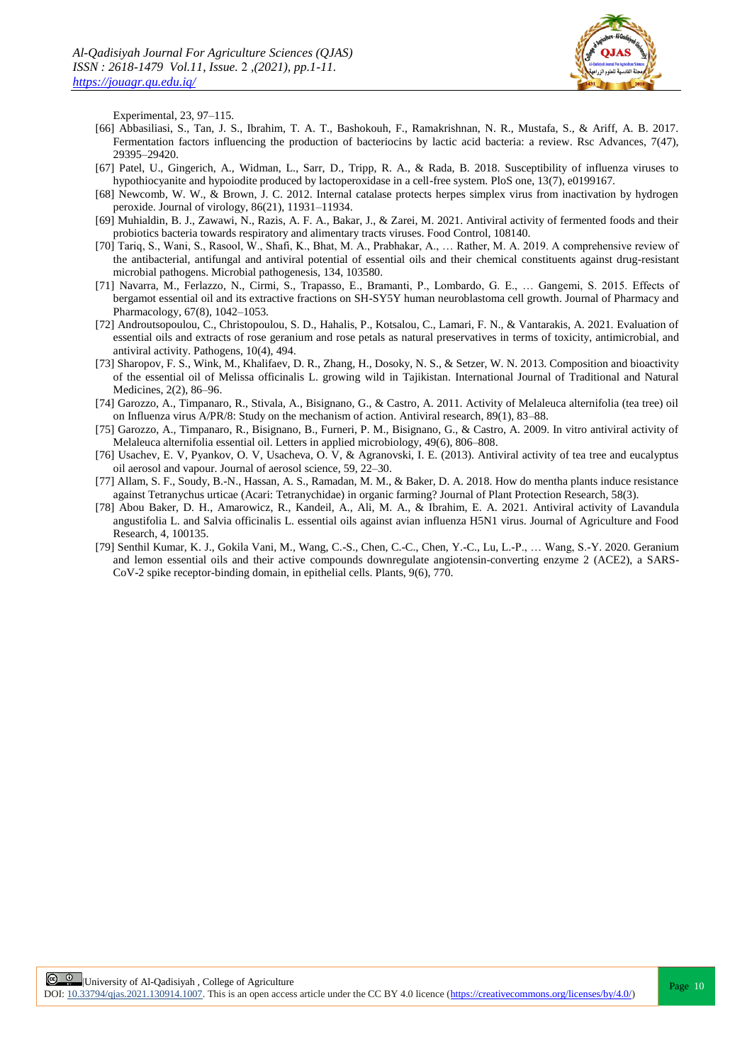Experimental, 23, 97–115.

[66] Abbasiliasi, S., Tan, J. S., Ibrahim, T. A. T., Bashokouh, F., Ramakrishnan, N. R., Mustafa, S., & Ariff, A. B. 2017. Fermentation factors influencing the production of bacteriocins by lactic acid bacteria: a review. Rsc Advances, 7(47), 29395–29420.

[67] Patel, U., Gingerich, A., Widman, L., Sarr, D., Tripp, R. A., & Rada, B. 2018. Susceptibility of influenza viruses to hypothiocyanite and hypoiodite produced by lactoperoxidase in a cell-free system. PloS one, 13(7), e0199167.

[68] Newcomb, W. W., & Brown, J. C. 2012. Internal catalase protects herpes simplex virus from inactivation by hydrogen peroxide. Journal of virology, 86(21), 11931–11934.

[69] Muhialdin, B. J., Zawawi, N., Razis, A. F. A., Bakar, J., & Zarei, M. 2021. Antiviral activity of fermented foods and their probiotics bacteria towards respiratory and alimentary tracts viruses. Food Control, 108140.

[70] Tariq, S., Wani, S., Rasool, W., Shafi, K., Bhat, M. A., Prabhakar, A., … Rather, M. A. 2019. A comprehensive review of the antibacterial, antifungal and antiviral potential of essential oils and their chemical constituents against drug-resistant microbial pathogens. Microbial pathogenesis, 134, 103580.

[71] Navarra, M., Ferlazzo, N., Cirmi, S., Trapasso, E., Bramanti, P., Lombardo, G. E., … Gangemi, S. 2015. Effects of bergamot essential oil and its extractive fractions on SH-SY5Y human neuroblastoma cell growth. Journal of Pharmacy and Pharmacology, 67(8), 1042–1053.

[72] Androutsopoulou, C., Christopoulou, S. D., Hahalis, P., Kotsalou, C., Lamari, F. N., & Vantarakis, A. 2021. Evaluation of essential oils and extracts of rose geranium and rose petals as natural preservatives in terms of toxicity, antimicrobial, and antiviral activity. Pathogens, 10(4), 494.

[73] Sharopov, F. S., Wink, M., Khalifaev, D. R., Zhang, H., Dosoky, N. S., & Setzer, W. N. 2013. Composition and bioactivity of the essential oil of Melissa officinalis L. growing wild in Tajikistan. International Journal of Traditional and Natural Medicines, 2(2), 86–96.

[74] Garozzo, A., Timpanaro, R., Stivala, A., Bisignano, G., & Castro, A. 2011. Activity of Melaleuca alternifolia (tea tree) oil on Influenza virus A/PR/8: Study on the mechanism of action. Antiviral research, 89(1), 83–88.

[75] Garozzo, A., Timpanaro, R., Bisignano, B., Furneri, P. M., Bisignano, G., & Castro, A. 2009. In vitro antiviral activity of Melaleuca alternifolia essential oil. Letters in applied microbiology, 49(6), 806–808.

[76] Usachev, E. V, Pyankov, O. V, Usacheva, O. V, & Agranovski, I. E. (2013). Antiviral activity of tea tree and eucalyptus oil aerosol and vapour. Journal of aerosol science, 59, 22–30.

[77] Allam, S. F., Soudy, B.-N., Hassan, A. S., Ramadan, M. M., & Baker, D. A. 2018. How do mentha plants induce resistance against Tetranychus urticae (Acari: Tetranychidae) in organic farming? Journal of Plant Protection Research, 58(3).

[78] Abou Baker, D. H., Amarowicz, R., Kandeil, A., Ali, M. A., & Ibrahim, E. A. 2021. Antiviral activity of Lavandula angustifolia L. and Salvia officinalis L. essential oils against avian influenza H5N1 virus. Journal of Agriculture and Food Research, 4, 100135.

[79] Senthil Kumar, K. J., Gokila Vani, M., Wang, C.-S., Chen, C.-C., Chen, Y.-C., Lu, L.-P., … Wang, S.-Y. 2020. Geranium and lemon essential oils and their active compounds downregulate angiotensin-converting enzyme 2 (ACE2), a SARS-CoV-2 spike receptor-binding domain, in epithelial cells. Plants, 9(6), 770.